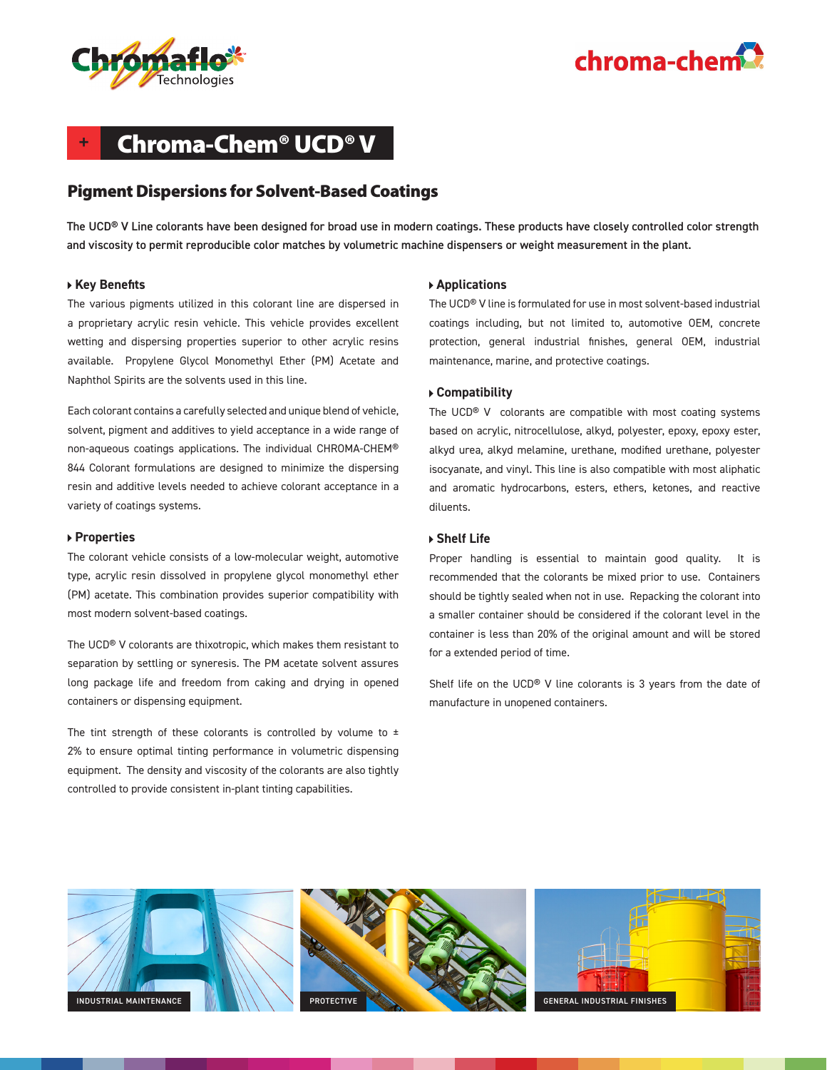# Chroma-Chem® UCD® V

## Pigment Dispersions for Solvent-Based Coatings

**The UCD® V Line colorants have been designed for broad use in modern coatings. These products have closely controlled color strength and viscosity to permit reproducible color matches by volumetric machine dispensers or weight measurement in the plant.**

### Key Benefits

The various pigments utilized in this colorant line are dispersed in a proprietary acrylic resin vehicle. This vehicle provides excellent wetting and dispersing properties superior to other acrylic resins available. Propylene Glycol Monomethyl Ether (PM) Acetate and Naphthol Spirits are the solvents used in this line.

Each colorant contains a carefully selected and unique blend of vehicle, solvent, pigment and additives to yield acceptance in a wide range of non-aqueous coatings applications. The individual CHROMA-CHEM® 844 Colorant formulations are designed to minimize the dispersing resin and additive levels needed to achieve colorant acceptance in a variety of coatings systems.

### Properties

The colorant vehicle consists of a low-molecular weight, automotive type, acrylic resin dissolved in propylene glycol monomethyl ether (PM) acetate. This combination provides superior compatibility with most modern solvent-based coatings.

The UCD® V colorants are thixotropic, which makes them resistant to separation by settling or syneresis. The PM acetate solvent assures long package life and freedom from caking and drying in opened containers or dispensing equipment.

The tint strength of these colorants is controlled by volume to ± 2% to ensure optimal tinting performance in volumetric dispensing equipment. The density and viscosity of the colorants are also tightly controlled to provide consistent in-plant tinting capabilities.

### Applications

The UCD® V line is formulated for use in most solvent-based industrial coatings including, but not limited to, automotive OEM, concrete protection, general industrial finishes, general OEM, industrial maintenance, marine, and protective coatings.

### Compatibility

The UCD® V colorants are compatible with most coating systems based on acrylic, nitrocellulose, alkyd, polyester, epoxy, epoxy ester, alkyd urea, alkyd melamine, urethane, modified urethane, polyester isocyanate, and vinyl. This line is also compatible with most aliphatic and aromatic hydrocarbons, esters, ethers, ketones, and reactive diluents.

### Shelf Life

Proper handling is essential to maintain good quality. It is recommended that the colorants be mixed prior to use. Containers should be tightly sealed when not in use. Repacking the colorant into a smaller container should be considered if the colorant level in the container is less than 20% of the original amount and will be stored for a extended period of time.

Shelf life on the UCD® V line colorants is 3 years from the date of manufacture in unopened containers.

INDUSTRIAL MAINTENANCE

PROTECTIVE

GENERAL INDUSTRIAL FINISHES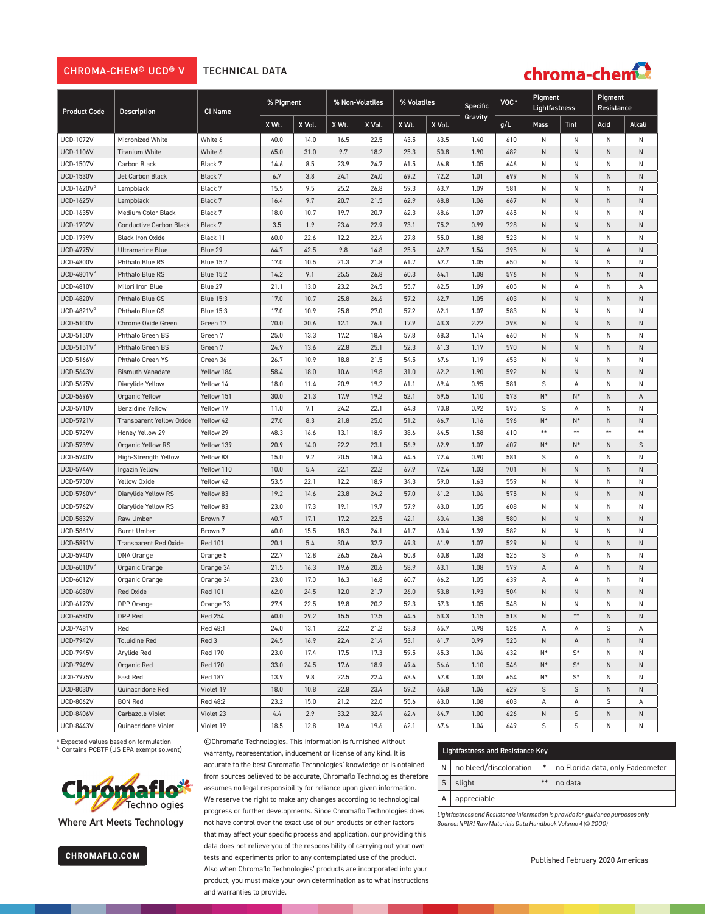CHROMA-CHEM® UCD® V TECHNICAL DATA

chroma-chem

| Product Code | Description | CI Name | % Pigment | | % Non-Volatiles | | % Volatiles | | Specific Gravity | VOC[a] | Pigment Lightfastness | | Pigment Resistance | |
|---|---|---|---|---|---|---|---|---|---|---|---|---|---|---|
| | | | X Wt. | X Vol. | X Wt. | X Vol. | X Wt. | X Vol. | | g/L | Mass | Tint | Acid | Alkali |
| UCD-1072V | Micronized White | White 6 | 40.0 | 14.0 | 16.5 | 22.5 | 43.5 | 63.5 | 1.40 | 610 | N | N | N | N |
| UCD-1106V | Titanium White | White 6 | 65.0 | 31.0 | 9.7 | 18.2 | 25.3 | 50.8 | 1.90 | 482 | N | N | N | N |
| UCD-1507V | Carbon Black | Black 7 | 14.6 | 8.5 | 23.9 | 24.7 | 61.5 | 66.8 | 1.05 | 646 | N | N | N | N |
| UCD-1530V | Jet Carbon Black | Black 7 | 6.7 | 3.8 | 24.1 | 24.0 | 69.2 | 72.2 | 1.01 | 699 | N | N | N | N |
| UCD-1620V[b] | Lampblack | Black 7 | 15.5 | 9.5 | 25.2 | 26.8 | 59.3 | 63.7 | 1.09 | 581 | N | N | N | N |
| UCD-1625V | Lampblack | Black 7 | 16.4 | 9.7 | 20.7 | 21.5 | 62.9 | 68.8 | 1.06 | 667 | N | N | N | N |
| UCD-1635V | Medium Color Black | Black 7 | 18.0 | 10.7 | 19.7 | 20.7 | 62.3 | 68.6 | 1.07 | 665 | N | N | N | N |
| UCD-1702V | Conductive Carbon Black | Black 7 | 3.5 | 1.9 | 23.4 | 22.9 | 73.1 | 75.2 | 0.99 | 728 | N | N | N | N |
| UCD-1799V | Black Iron Oxide | Black 11 | 60.0 | 22.6 | 12.2 | 22.4 | 27.8 | 55.0 | 1.88 | 523 | N | N | N | N |
| UCD-4775V | Ultramarine Blue | Blue 29 | 64.7 | 42.5 | 9.8 | 14.8 | 25.5 | 42.7 | 1.54 | 395 | N | N | A | N |
| UCD-4800V | Phthalo Blue RS | Blue 15:2 | 17.0 | 10.5 | 21.3 | 21.8 | 61.7 | 67.7 | 1.05 | 650 | N | N | N | N |
| UCD-4801V[b] | Phthalo Blue RS | Blue 15:2 | 14.2 | 9.1 | 25.5 | 26.8 | 60.3 | 64.1 | 1.08 | 576 | N | N | N | N |
| UCD-4810V | Milori Iron Blue | Blue 27 | 21.1 | 13.0 | 23.2 | 24.5 | 55.7 | 62.5 | 1.09 | 605 | N | A | N | A |
| UCD-4820V | Phthalo Blue GS | Blue 15:3 | 17.0 | 10.7 | 25.8 | 26.6 | 57.2 | 62.7 | 1.05 | 603 | N | N | N | N |
| UCD-4821V[b] | Phthalo Blue GS | Blue 15:3 | 17.0 | 10.9 | 25.8 | 27.0 | 57.2 | 62.1 | 1.07 | 583 | N | N | N | N |
| UCD-5100V | Chrome Oxide Green | Green 17 | 70.0 | 30.6 | 12.1 | 26.1 | 17.9 | 43.3 | 2.22 | 398 | N | N | N | N |
| UCD-5150V | Phthalo Green BS | Green 7 | 25.0 | 13.3 | 17.2 | 18.4 | 57.8 | 68.3 | 1.14 | 660 | N | N | N | N |
| UCD-5151V[b] | Phthalo Green BS | Green 7 | 24.9 | 13.6 | 22.8 | 25.1 | 52.3 | 61.3 | 1.17 | 570 | N | N | N | N |
| UCD-5166V | Phthalo Green YS | Green 36 | 26.7 | 10.9 | 18.8 | 21.5 | 54.5 | 67.6 | 1.19 | 653 | N | N | N | N |
| UCD-5643V | Bismuth Vanadate | Yellow 184 | 58.4 | 18.0 | 10.6 | 19.8 | 31.0 | 62.2 | 1.90 | 592 | N | N | N | N |
| UCD-5675V | Diarylide Yellow | Yellow 14 | 18.0 | 11.4 | 20.9 | 19.2 | 61.1 | 69.4 | 0.95 | 581 | S | A | N | N |
| UCD-5696V | Organic Yellow | Yellow 151 | 30.0 | 21.3 | 17.9 | 19.2 | 52.1 | 59.5 | 1.10 | 573 | N* | N* | N | A |
| UCD-5710V | Benzidine Yellow | Yellow 17 | 11.0 | 7.1 | 24.2 | 22.1 | 64.8 | 70.8 | 0.92 | 595 | S | A | N | N |
| UCD-5721V | Transparent Yellow Oxide | Yellow 42 | 27.0 | 8.3 | 21.8 | 25.0 | 51.2 | 66.7 | 1.16 | 596 | N* | N* | N | N |
| UCD-5729V | Honey Yellow 29 | Yellow 29 | 48.3 | 16.6 | 13.1 | 18.9 | 38.6 | 64.5 | 1.58 | 610 | ** | ** | ** | ** |
| UCD-5739V | Organic Yellow RS | Yellow 139 | 20.9 | 14.0 | 22.2 | 23.1 | 56.9 | 62.9 | 1.07 | 607 | N* | N* | N | S |
| UCD-5740V | High-Strength Yellow | Yellow 83 | 15.0 | 9.2 | 20.5 | 18.4 | 64.5 | 72.4 | 0.90 | 581 | S | A | N | N |
| UCD-5744V | Irgazin Yellow | Yellow 110 | 10.0 | 5.4 | 22.1 | 22.2 | 67.9 | 72.4 | 1.03 | 701 | N | N | N | N |
| UCD-5750V | Yellow Oxide | Yellow 42 | 53.5 | 22.1 | 12.2 | 18.9 | 34.3 | 59.0 | 1.63 | 559 | N | N | N | N |
| UCD-5760V[b] | Diarylide Yellow RS | Yellow 83 | 19.2 | 14.6 | 23.8 | 24.2 | 57.0 | 61.2 | 1.06 | 575 | N | N | N | N |
| UCD-5762V | Diarylide Yellow RS | Yellow 83 | 23.0 | 17.3 | 19.1 | 19.7 | 57.9 | 63.0 | 1.05 | 608 | N | N | N | N |
| UCD-5832V | Raw Umber | Brown 7 | 40.7 | 17.1 | 17.2 | 22.5 | 42.1 | 60.4 | 1.38 | 580 | N | N | N | N |
| UCD-5861V | Burnt Umber | Brown 7 | 40.0 | 15.5 | 18.3 | 24.1 | 41.7 | 60.4 | 1.39 | 582 | N | N | N | N |
| UCD-5891V | Transparent Red Oxide | Red 101 | 20.1 | 5.4 | 30.6 | 32.7 | 49.3 | 61.9 | 1.07 | 529 | N | N | N | N |
| UCD-5940V | DNA Orange | Orange 5 | 22.7 | 12.8 | 26.5 | 26.4 | 50.8 | 60.8 | 1.03 | 525 | S | A | N | N |
| UCD-6010V[b] | Organic Orange | Orange 34 | 21.5 | 16.3 | 19.6 | 20.6 | 58.9 | 63.1 | 1.08 | 579 | A | A | N | N |
| UCD-6012V | Organic Orange | Orange 34 | 23.0 | 17.0 | 16.3 | 16.8 | 60.7 | 66.2 | 1.05 | 639 | A | A | N | N |
| UCD-6080V | Red Oxide | Red 101 | 62.0 | 24.5 | 12.0 | 21.7 | 26.0 | 53.8 | 1.93 | 504 | N | N | N | N |
| UCD-6173V | DPP Orange | Orange 73 | 27.9 | 22.5 | 19.8 | 20.2 | 52.3 | 57.3 | 1.05 | 548 | N | N | N | N |
| UCD-6580V | DPP Red | Red 254 | 40.0 | 29.2 | 15.5 | 17.5 | 44.5 | 53.3 | 1.15 | 513 | N | ** | N | N |
| UCD-7481V | Red | Red 48:1 | 24.0 | 13.1 | 22.2 | 21.2 | 53.8 | 65.7 | 0.98 | 526 | A | A | S | A |
| UCD-7942V | Toluidine Red | Red 3 | 24.5 | 16.9 | 22.4 | 21.4 | 53.1 | 61.7 | 0.99 | 525 | N | A | N | N |
| UCD-7945V | Arylide Red | Red 170 | 23.0 | 17.4 | 17.5 | 17.3 | 59.5 | 65.3 | 1.06 | 632 | N* | S* | N | N |
| UCD-7949V | Organic Red | Red 170 | 33.0 | 24.5 | 17.6 | 18.9 | 49.4 | 56.6 | 1.10 | 546 | N* | S* | N | N |
| UCD-7975V | Fast Red | Red 187 | 13.9 | 9.8 | 22.5 | 22.4 | 63.6 | 67.8 | 1.03 | 654 | N* | S* | N | N |
| UCD-8030V | Quinacridone Red | Violet 19 | 18.0 | 10.8 | 22.8 | 23.4 | 59.2 | 65.8 | 1.06 | 629 | S | S | N | N |
| UCD-8062V | BON Red | Red 48:2 | 23.2 | 15.0 | 21.2 | 22.0 | 55.6 | 63.0 | 1.08 | 603 | A | A | S | A |
| UCD-8406V | Carbazole Violet | Violet 23 | 4.4 | 2.9 | 33.2 | 32.4 | 62.4 | 64.7 | 1.00 | 626 | N | S | N | N |
| UCD-8443V | Quinacridone Violet | Violet 19 | 18.5 | 12.8 | 19.4 | 19.6 | 62.1 | 67.6 | 1.04 | 649 | S | S | N | N |

[a] Expected values based on formulation
[b] Contains PCBTF (US EPA exempt solvent)

Chromaflo Technologies

Where Art Meets Technology

CHROMAFLO.COM

©Chromaflo Technologies. This information is furnished without warranty, representation, inducement or license of any kind. It is accurate to the best Chromaflo Technologies' knowledge or is obtained from sources believed to be accurate, Chromaflo Technologies therefore assumes no legal responsibility for reliance upon given information. We reserve the right to make any changes according to technological progress or further developments. Since Chromaflo Technologies does not have control over the exact use of our products or other factors that may affect your specific process and application, our providing this data does not relieve you of the responsibility of carrying out your own tests and experiments prior to any contemplated use of the product. Also when Chromaflo Technologies' products are incorporated into your product, you must make your own determination as to what instructions and warranties to provide.

| Lightfastness and Resistance Key | | | |
|---|---|---|---|
| N | no bleed/discoloration | * | no Florida data, only Fadeometer |
| S | slight | ** | no data |
| A | appreciable | | |

*Lightfastness and Resistance information is provide for guidance purposes only. Source: NPIRI Raw Materials Data Handbook Volume 4 (© 2000)*

Published February 2020 Americas